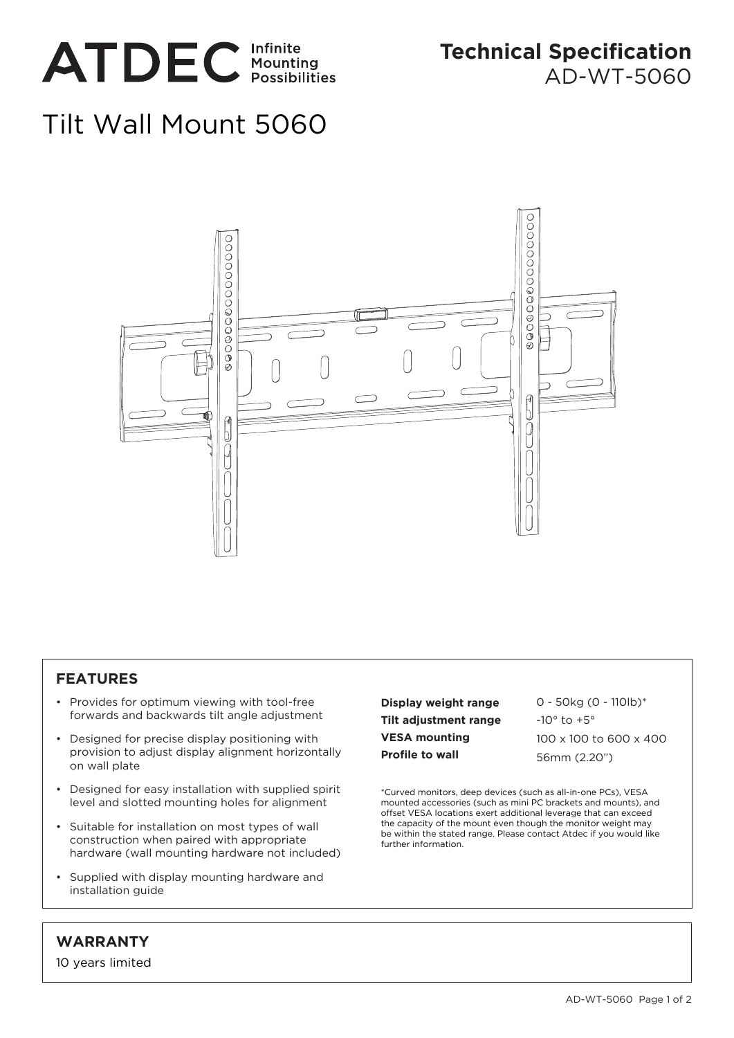ATDEC Infinite Mounting Possibilities

**Technical Specification**
AD-WT-5060

# Tilt Wall Mount 5060

## FEATURES

- Provides for optimum viewing with tool-free forwards and backwards tilt angle adjustment
- Designed for precise display positioning with provision to adjust display alignment horizontally on wall plate
- Designed for easy installation with supplied spirit level and slotted mounting holes for alignment
- Suitable for installation on most types of wall construction when paired with appropriate hardware (wall mounting hardware not included)
- Supplied with display mounting hardware and installation guide

| | |
|---|---|
| **Display weight range** | 0 - 50kg (0 - 110lb)* |
| **Tilt adjustment range** | -10° to +5° |
| **VESA mounting** | 100 x 100 to 600 x 400 |
| **Profile to wall** | 56mm (2.20") |

*Curved monitors, deep devices (such as all-in-one PCs), VESA mounted accessories (such as mini PC brackets and mounts), and offset VESA locations exert additional leverage that can exceed the capacity of the mount even though the monitor weight may be within the stated range. Please contact Atdec if you would like further information.

## WARRANTY

10 years limited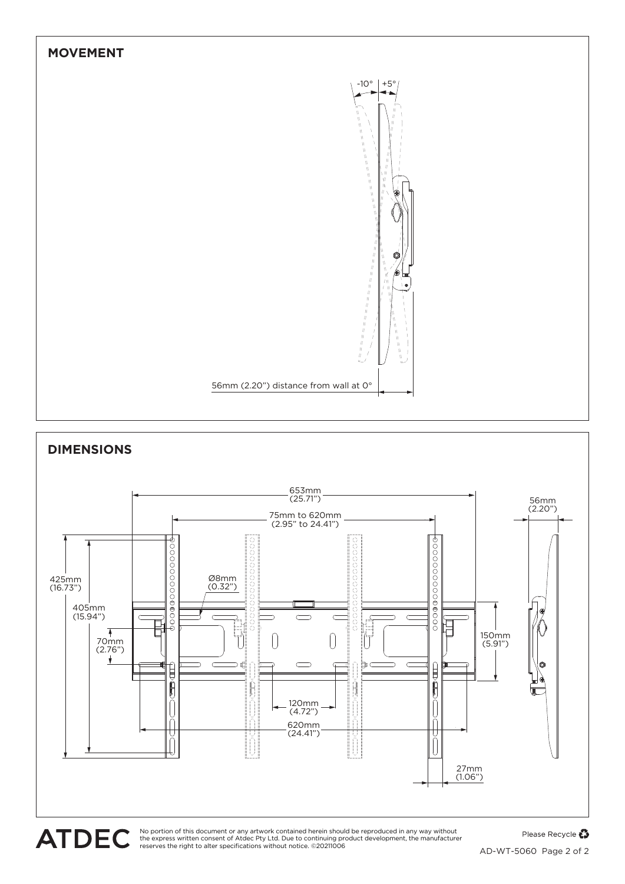## MOVEMENT

-10°

+5°

56mm (2.20") distance from wall at 0°

## DIMENSIONS

653mm (25.71")

75mm to 620mm (2.95" to 24.41")

56mm (2.20")

425mm (16.73")

405mm (15.94")

Ø8mm (0.32")

70mm (2.76")

150mm (5.91")

120mm (4.72")

620mm (24.41")

27mm (1.06")

ATDEC

No portion of this document or any artwork contained herein should be reproduced in any way without the express written consent of Atdec Pty Ltd. Due to continuing product development, the manufacturer reserves the right to alter specifications without notice. ©20211006

Please Recycle

AD-WT-5060